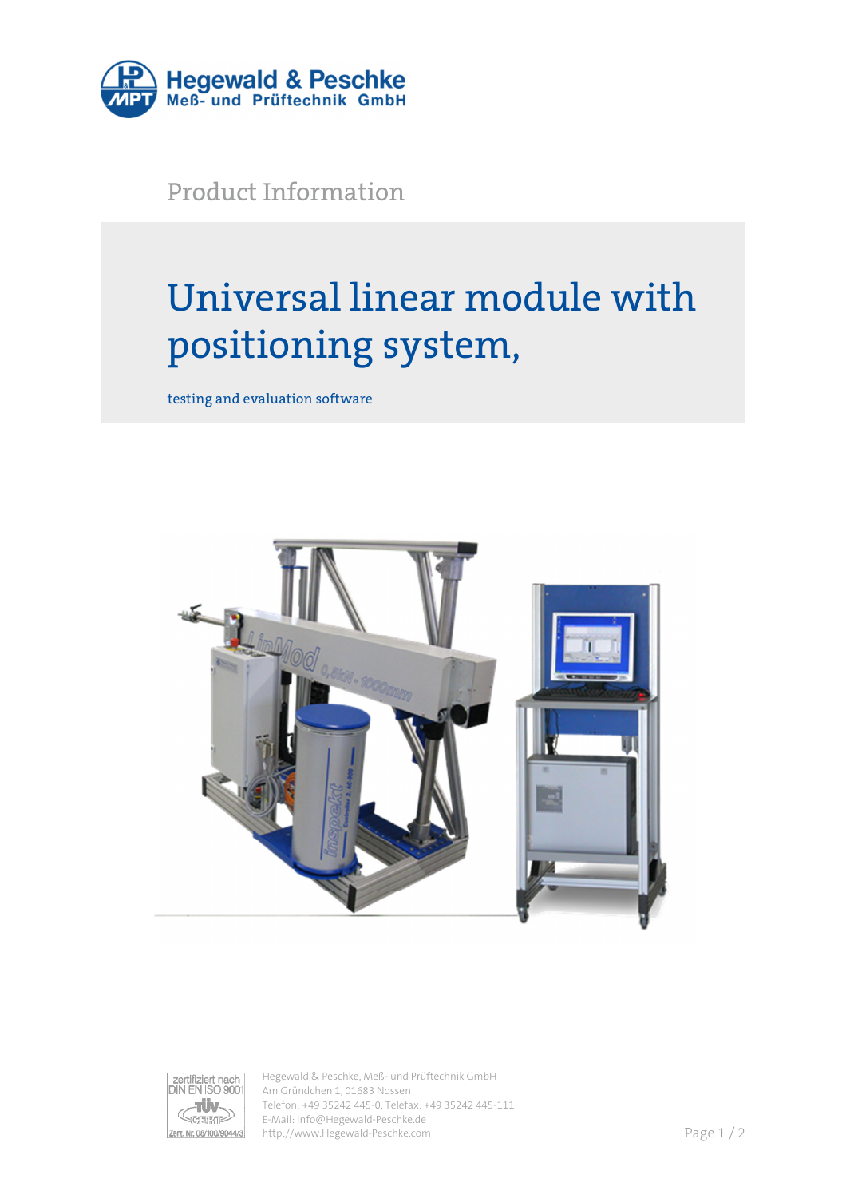Hegewald & Peschke
Meß- und Prüftechnik GmbH

Product Information

# Universal linear module with positioning system,

testing and evaluation software

Hegewald & Peschke, Meß- und Prüftechnik GmbH
Am Gründchen 1, 01683 Nossen
Telefon: +49 35242 445-0, Telefax: +49 35242 445-111
E-Mail: info@Hegewald-Peschke.de
http://www.Hegewald-Peschke.com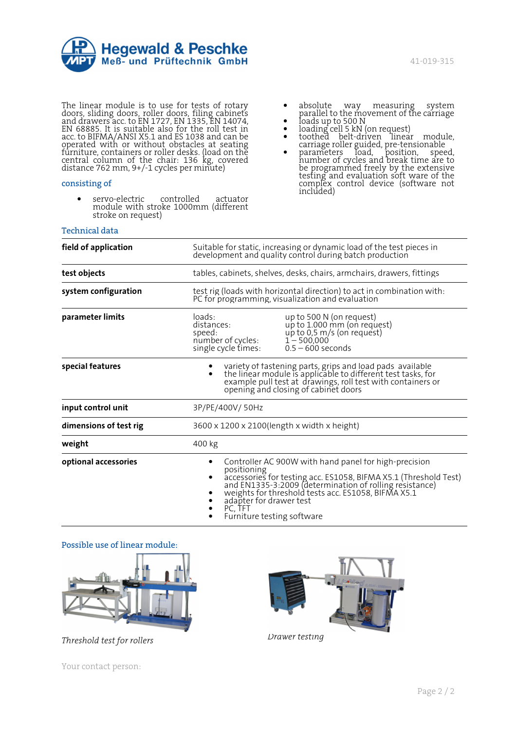The linear module is to use for tests of rotary doors, sliding doors, roller doors, filing cabinets and drawers acc. to EN 1727, EN 1335, EN 14074, EN 68885. It is suitable also for the roll test in acc. to BIFMA/ANSI X5.1 and ES 1038 and can be operated with or without obstacles at seating furniture, containers or roller desks. (load on the central column of the chair: 136 kg, covered distance 762 mm, 9+/-1 cycles per minute)

### consisting of

- servo-electric controlled actuator module with stroke 1000mm (different stroke on request)
- absolute way measuring system parallel to the movement of the carriage
- loads up to 500 N
- loading cell 5 kN (on request)
- toothed belt-driven linear module, carriage roller guided, pre-tensionable
- parameters load, position, speed, number of cycles and break time are to be programmed freely by the extensive testing and evaluation soft ware of the complex control device (software not included)

### Technical data

| | |
|---|---|
| **field of application** | Suitable for static, increasing or dynamic load of the test pieces in development and quality control during batch production |
| **test objects** | tables, cabinets, shelves, desks, chairs, armchairs, drawers, fittings |
| **system configuration** | test rig (loads with horizontal direction) to act in combination with: PC for programming, visualization and evaluation |
| **parameter limits** | loads: up to 500 N (on request)<br>distances: up to 1.000 mm (on request)<br>speed: up to 0,5 m/s (on request)<br>number of cycles: 1 – 500,000<br>single cycle times: 0.5 – 600 seconds |
| **special features** | • variety of fastening parts, grips and load pads available<br>• the linear module is applicable to different test tasks, for example pull test at drawings, roll test with containers or opening and closing of cabinet doors |
| **input control unit** | 3P/PE/400V/ 50Hz |
| **dimensions of test rig** | 3600 x 1200 x 2100(length x width x height) |
| **weight** | 400 kg |
| **optional accessories** | • Controller AC 900W with hand panel for high-precision positioning<br>• accessories for testing acc. ES1058, BIFMA X5.1 (Threshold Test) and EN1335-3:2009 (determination of rolling resistance)<br>• weights for threshold tests acc. ES1058, BIFMA X5.1<br>• adapter for drawer test<br>• PC, TFT<br>• Furniture testing software |

### Possible use of linear module:

*Threshold test for rollers*

*Drawer testing*

Your contact person: